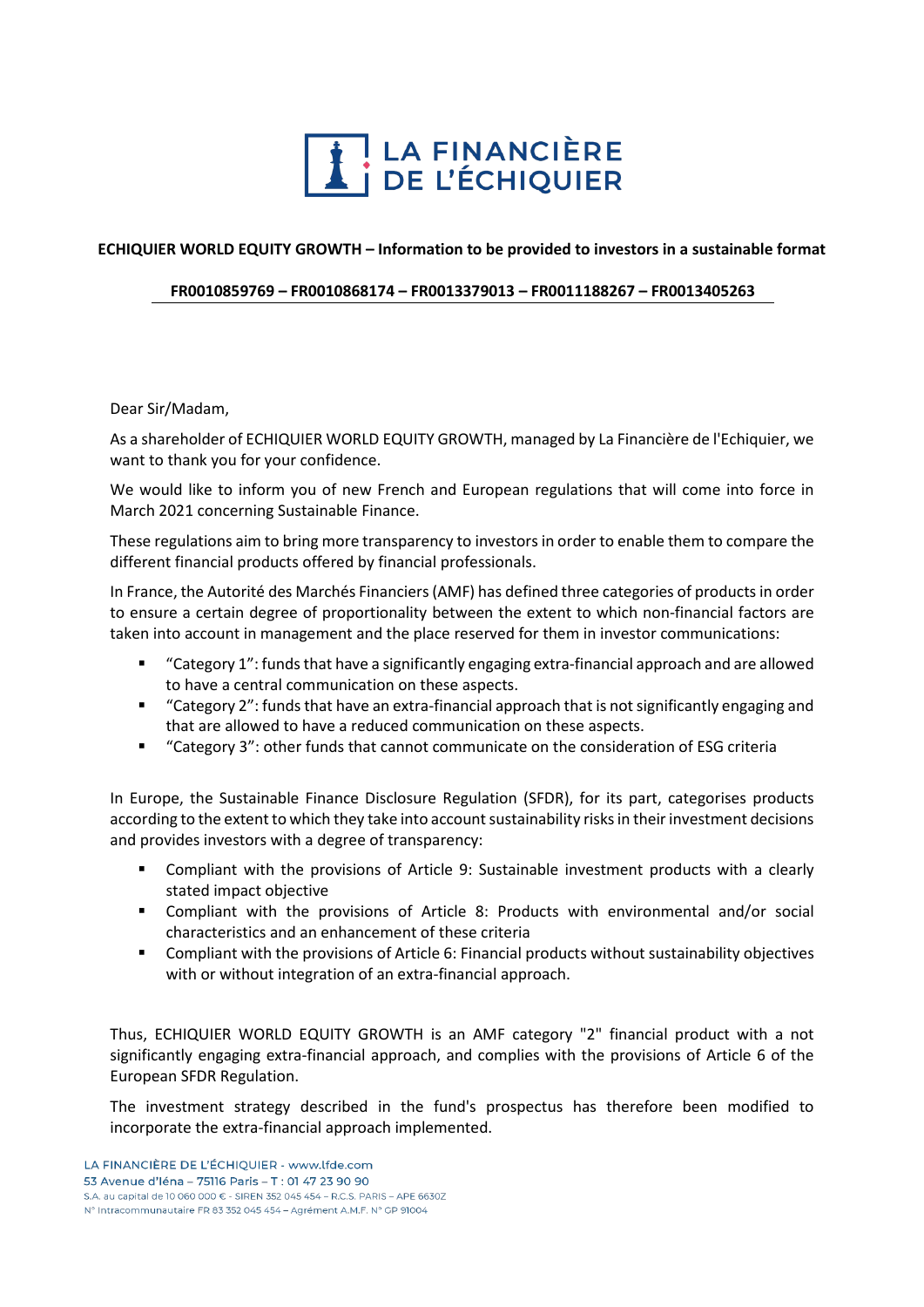**ECHIQUIER WORLD EQUITY GROWTH – Information to be provided to investors in a sustainable format**

**FR0010859769 – FR0010868174 – FR0013379013 – FR0011188267 – FR0013405263**

Dear Sir/Madam,

As a shareholder of ECHIQUIER WORLD EQUITY GROWTH, managed by La Financière de l'Echiquier, we want to thank you for your confidence.

We would like to inform you of new French and European regulations that will come into force in March 2021 concerning Sustainable Finance.

These regulations aim to bring more transparency to investors in order to enable them to compare the different financial products offered by financial professionals.

In France, the Autorité des Marchés Financiers (AMF) has defined three categories of products in order to ensure a certain degree of proportionality between the extent to which non-financial factors are taken into account in management and the place reserved for them in investor communications:

- "Category 1": funds that have a significantly engaging extra-financial approach and are allowed to have a central communication on these aspects.
- "Category 2": funds that have an extra-financial approach that is not significantly engaging and that are allowed to have a reduced communication on these aspects.
- "Category 3": other funds that cannot communicate on the consideration of ESG criteria

In Europe, the Sustainable Finance Disclosure Regulation (SFDR), for its part, categorises products according to the extent to which they take into account sustainability risks in their investment decisions and provides investors with a degree of transparency:

- Compliant with the provisions of Article 9: Sustainable investment products with a clearly stated impact objective
- Compliant with the provisions of Article 8: Products with environmental and/or social characteristics and an enhancement of these criteria
- Compliant with the provisions of Article 6: Financial products without sustainability objectives with or without integration of an extra-financial approach.

Thus, ECHIQUIER WORLD EQUITY GROWTH is an AMF category "2" financial product with a not significantly engaging extra-financial approach, and complies with the provisions of Article 6 of the European SFDR Regulation.

The investment strategy described in the fund's prospectus has therefore been modified to incorporate the extra-financial approach implemented.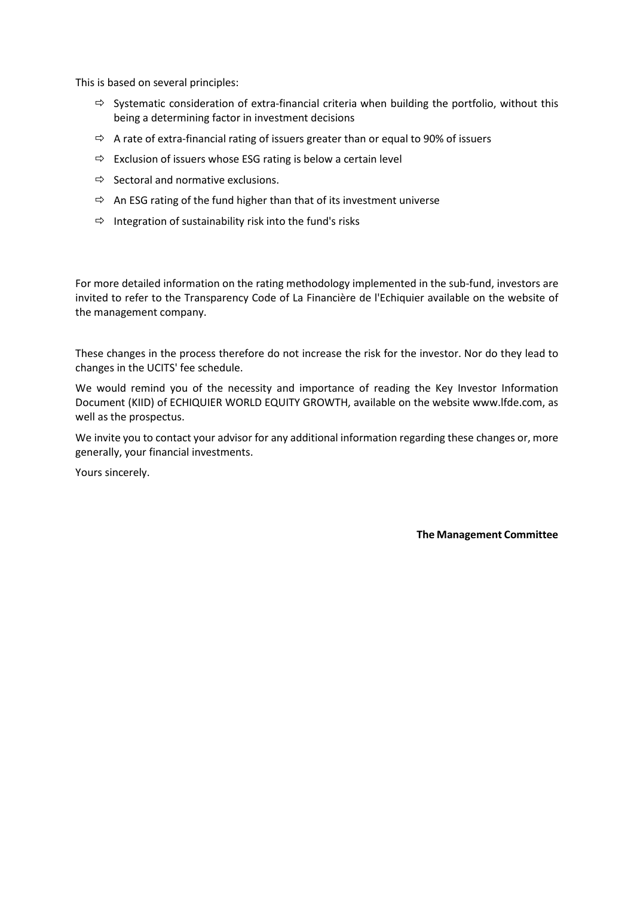This is based on several principles:

- ⇨ Systematic consideration of extra-financial criteria when building the portfolio, without this being a determining factor in investment decisions
- ⇨ A rate of extra-financial rating of issuers greater than or equal to 90% of issuers
- ⇨ Exclusion of issuers whose ESG rating is below a certain level
- ⇨ Sectoral and normative exclusions.
- ⇨ An ESG rating of the fund higher than that of its investment universe
- ⇨ Integration of sustainability risk into the fund's risks

For more detailed information on the rating methodology implemented in the sub-fund, investors are invited to refer to the Transparency Code of La Financière de l'Echiquier available on the website of the management company.

These changes in the process therefore do not increase the risk for the investor. Nor do they lead to changes in the UCITS' fee schedule.

We would remind you of the necessity and importance of reading the Key Investor Information Document (KIID) of ECHIQUIER WORLD EQUITY GROWTH, available on the website www.lfde.com, as well as the prospectus.

We invite you to contact your advisor for any additional information regarding these changes or, more generally, your financial investments.

Yours sincerely.

**The Management Committee**